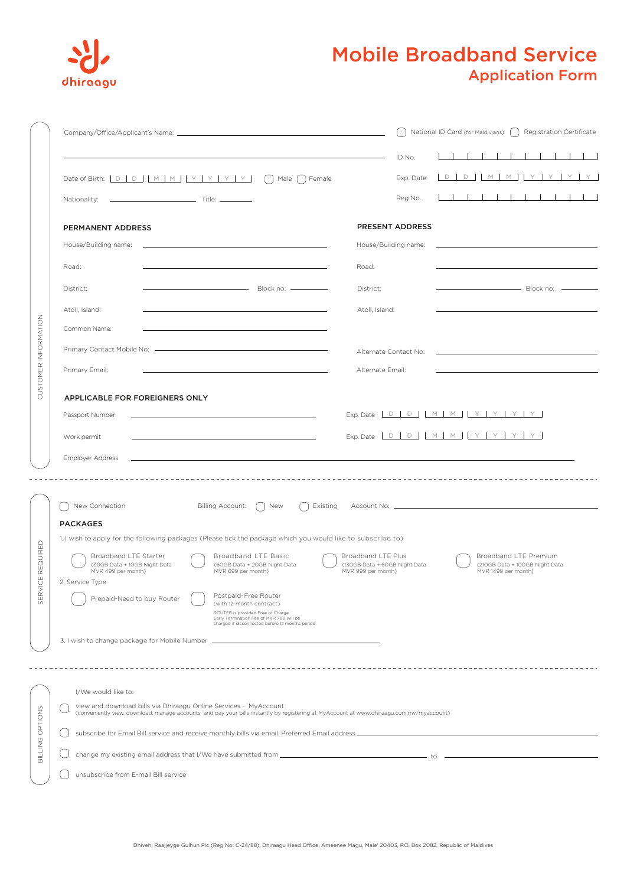dhiraagu

# Mobile Broadband Service
## Application Form

### CUSTOMER INFORMATION

Company/Office/Applicant's Name: ______________________________

( ) National ID Card (for Maldivians) ( ) Registration Certificate

ID No. [ | | | | | | | | | | ]

Date of Birth: [D | D] [M | M] [Y | Y | Y | Y] ( ) Male ( ) Female

Exp. Date [D | D] [M | M] [Y | Y | Y | Y]

Nationality: ______________ Title: ________

Reg No. [ | | | | | | | | | | ]

**PERMANENT ADDRESS**

House/Building name: ______________________________

Road: ______________________________

District: ______________ Block no: ________

Atoll, Island: ______________________________

Common Name: ______________________________

Primary Contact Mobile No: ______________________________

Primary Email: ______________________________

**PRESENT ADDRESS**

House/Building name: ______________________________

Road: ______________________________

District: ______________ Block no: ________

Atoll, Island: ______________________________

Alternate Contact No: ______________________________

Alternate Email: ______________________________

**APPLICABLE FOR FOREIGNERS ONLY**

Passport Number ______________________________ Exp. Date [D | D] [M | M] [Y | Y | Y | Y]

Work permit ______________________________ Exp. Date [D | D] [M | M] [Y | Y | Y | Y]

Employer Address ______________________________

---

### SERVICE REQUIRED

( ) New Connection     Billing Account: ( ) New ( ) Existing     Account No: ______________________________

**PACKAGES**

1. I wish to apply for the following packages (Please tick the package which you would like to subscribe to)

( ) Broadband LTE Starter (30GB Data + 10GB Night Data MVR 499 per month)

( ) Broadband LTE Basic (60GB Data + 20GB Night Data MVR 699 per month)

( ) Broadband LTE Plus (130GB Data + 60GB Night Data MVR 999 per month)

( ) Broadband LTE Premium (210GB Data + 100GB Night Data MVR 1499 per month)

2. Service Type

( ) Prepaid-Need to buy Router

( ) Postpaid-Free Router (with 12-month contract)
ROUTER is provided Free of Charge. Early Termination Fee of MVR 700 will be charged if disconnected before 12 months period.

3. I wish to change package for Mobile Number ______________________________

---

### BILLING OPTIONS

I/We would like to:

( ) view and download bills via Dhiraagu Online Services - MyAccount
(conveniently view, download, manage accounts and pay your bills instantly by registering at MyAccount at www.dhiraagu.com.mv/myaccount)

( ) subscribe for Email Bill service and receive monthly bills via email. Preferred Email address ______________________________

( ) change my existing email address that I/We have submitted from ______________________________ to ______________________________

( ) unsubscribe from E-mail Bill service

Dhivehi Raajjeyge Gulhun Plc (Reg No: C-24/88), Dhiraagu Head Office, Ameenee Magu, Male' 20403, P.O. Box 2082, Republic of Maldives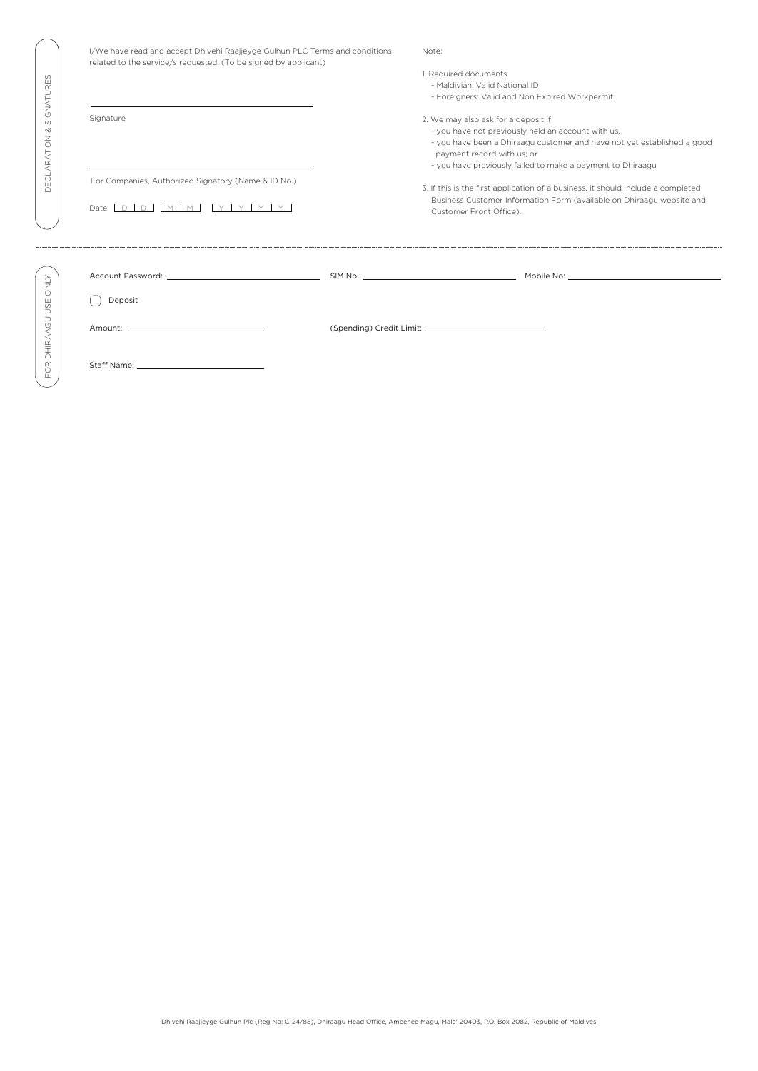## DECLARATION & SIGNATURES

I/We have read and accept Dhivehi Raajjeyge Gulhun PLC Terms and conditions related to the service/s requested. (To be signed by applicant)

______________________________

Signature

______________________________

For Companies, Authorized Signatory (Name & ID No.)

Date | D | D | | M | M | | Y | Y | Y | Y |

Note:

1. Required documents
   - Maldivian: Valid National ID
   - Foreigners: Valid and Non Expired Workpermit
2. We may also ask for a deposit if
   - you have not previously held an account with us.
   - you have been a Dhiraagu customer and have not yet established a good payment record with us; or
   - you have previously failed to make a payment to Dhiraagu
3. If this is the first application of a business, it should include a completed Business Customer Information Form (available on Dhiraagu website and Customer Front Office).

## FOR DHIRAAGU USE ONLY

Account Password: ______________________ SIM No: ______________________ Mobile No: ______________________

( ) Deposit

Amount: ______________________ (Spending) Credit Limit: ______________________

Staff Name: ______________________

Dhivehi Raajjeyge Gulhun Plc (Reg No: C-24/88), Dhiraagu Head Office, Ameenee Magu, Male' 20403, P.O. Box 2082, Republic of Maldives